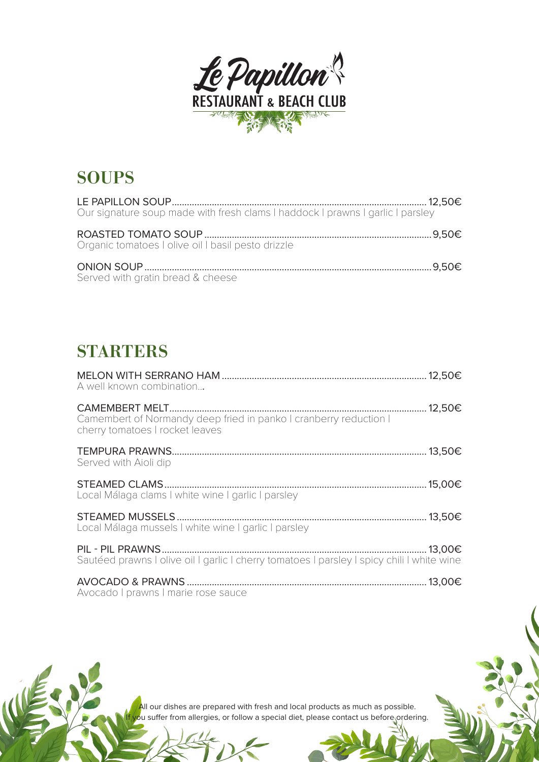# Le Papillon
RESTAURANT & BEACH CLUB

## SOUPS

LE PAPILLON SOUP........................................................................................................ 12,50€
Our signature soup made with fresh clams | haddock | prawns | garlic | parsley

ROASTED TOMATO SOUP ............................................................................................ 9,50€
Organic tomatoes | olive oil | basil pesto drizzle

ONION SOUP..................................................................................................................... 9,50€
Served with gratin bread & cheese

## STARTERS

MELON WITH SERRANO HAM .................................................................................... 12,50€
A well known combination...

CAMEMBERT MELT......................................................................................................... 12,50€
Camembert of Normandy deep fried in panko | cranberry reduction | cherry tomatoes | rocket leaves

TEMPURA PRAWNS........................................................................................................ 13,50€
Served with Aioli dip

STEAMED CLAMS............................................................................................................ 15,00€
Local Málaga clams | white wine | garlic | parsley

STEAMED MUSSELS....................................................................................................... 13,50€
Local Málaga mussels | white wine | garlic | parsley

PIL - PIL PRAWNS............................................................................................................ 13,00€
Sautéed prawns | olive oil | garlic | cherry tomatoes | parsley | spicy chili | white wine

AVOCADO & PRAWNS .................................................................................................. 13,00€
Avocado | prawns | marie rose sauce

All our dishes are prepared with fresh and local products as much as possible.
If you suffer from allergies, or follow a special diet, please contact us before ordering.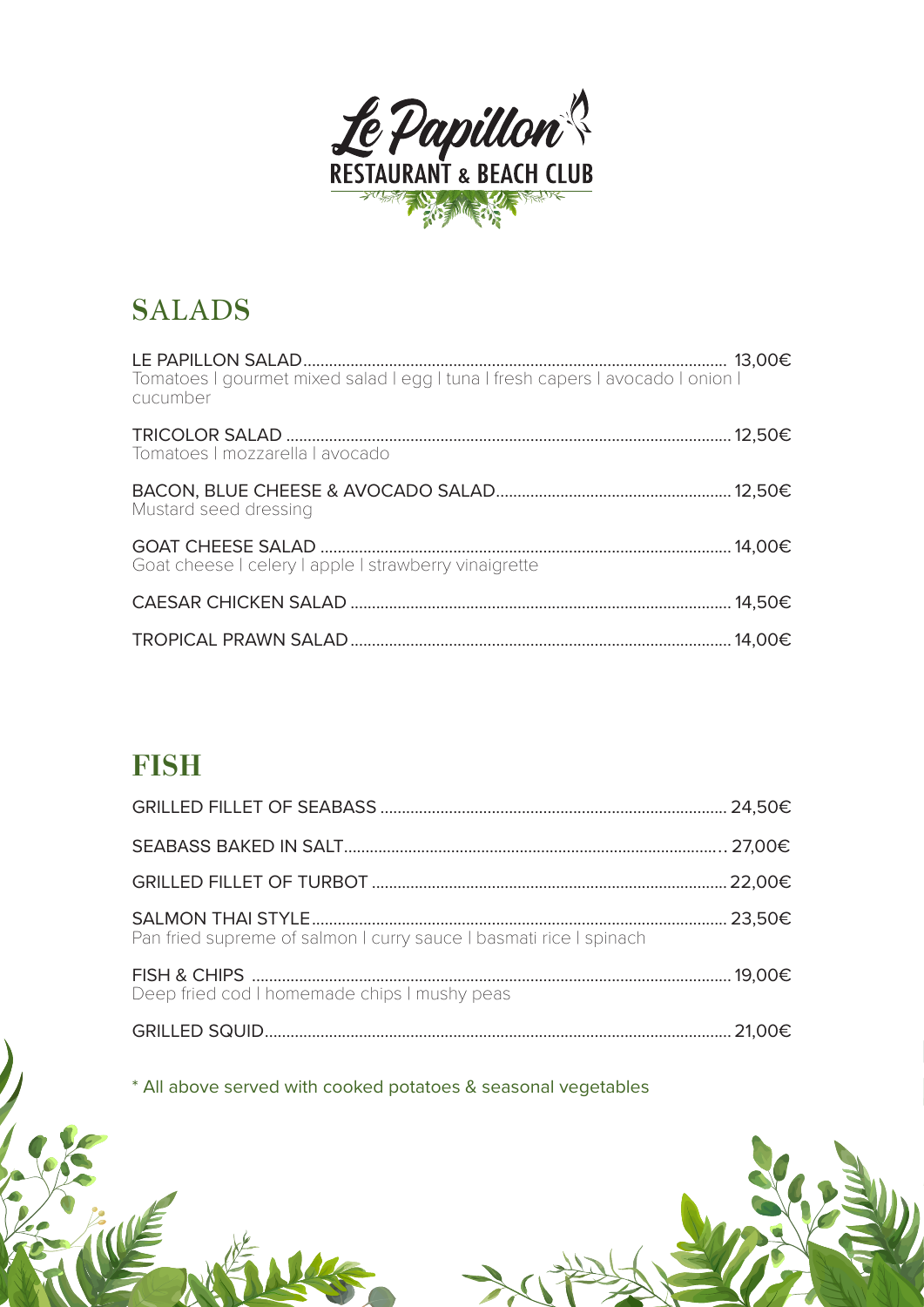# Le Papillon
RESTAURANT & BEACH CLUB

## SALADS

**LE PAPILLON SALAD** .................................................... 13,00€
Tomatoes | gourmet mixed salad | egg | tuna | fresh capers | avocado | onion | cucumber

**TRICOLOR SALAD** .................................................... 12,50€
Tomatoes | mozzarella | avocado

**BACON, BLUE CHEESE & AVOCADO SALAD** .................................................... 12,50€
Mustard seed dressing

**GOAT CHEESE SALAD** .................................................... 14,00€
Goat cheese | celery | apple | strawberry vinaigrette

**CAESAR CHICKEN SALAD** .................................................... 14,50€

**TROPICAL PRAWN SALAD** .................................................... 14,00€

## FISH

**GRILLED FILLET OF SEABASS** .................................................... 24,50€

**SEABASS BAKED IN SALT** .................................................... 27,00€

**GRILLED FILLET OF TURBOT** .................................................... 22,00€

**SALMON THAI STYLE** .................................................... 23,50€
Pan fried supreme of salmon | curry sauce | basmati rice | spinach

**FISH & CHIPS** .................................................... 19,00€
Deep fried cod | homemade chips | mushy peas

**GRILLED SQUID** .................................................... 21,00€

* All above served with cooked potatoes & seasonal vegetables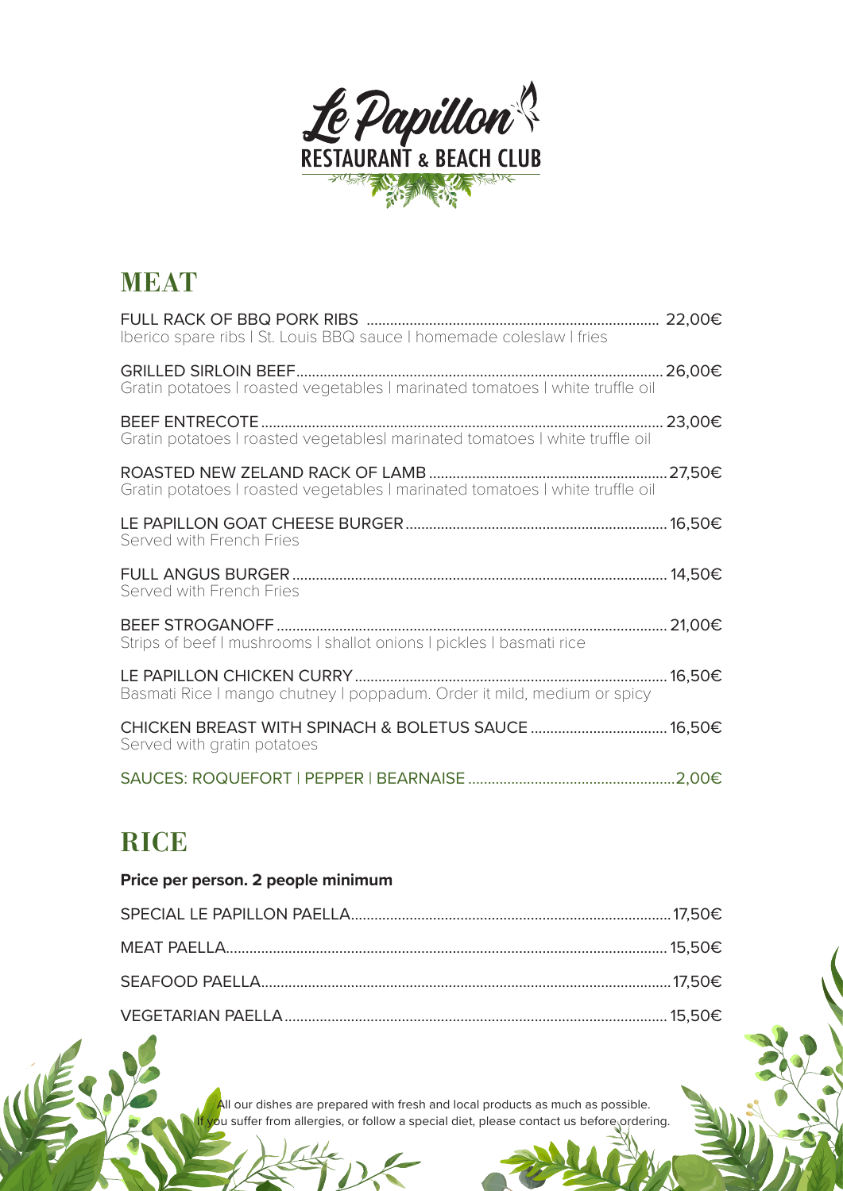Le Papillon
RESTAURANT & BEACH CLUB

## MEAT

**FULL RACK OF BBQ PORK RIBS** ........ 22,00€
Iberico spare ribs | St. Louis BBQ sauce | homemade coleslaw | fries

**GRILLED SIRLOIN BEEF** ........ 26,00€
Gratin potatoes | roasted vegetables | marinated tomatoes | white truffle oil

**BEEF ENTRECOTE** ........ 23,00€
Gratin potatoes | roasted vegetables| marinated tomatoes | white truffle oil

**ROASTED NEW ZELAND RACK OF LAMB** ........ 27,50€
Gratin potatoes | roasted vegetables | marinated tomatoes | white truffle oil

**LE PAPILLON GOAT CHEESE BURGER** ........ 16,50€
Served with French Fries

**FULL ANGUS BURGER** ........ 14,50€
Served with French Fries

**BEEF STROGANOFF** ........ 21,00€
Strips of beef | mushrooms | shallot onions | pickles | basmati rice

**LE PAPILLON CHICKEN CURRY** ........ 16,50€
Basmati Rice | mango chutney | poppadum. Order it mild, medium or spicy

**CHICKEN BREAST WITH SPINACH & BOLETUS SAUCE** ........ 16,50€
Served with gratin potatoes

SAUCES: ROQUEFORT | PEPPER | BEARNAISE ........ 2,00€

## RICE

**Price per person. 2 people minimum**

SPECIAL LE PAPILLON PAELLA ........ 17,50€

MEAT PAELLA ........ 15,50€

SEAFOOD PAELLA ........ 17,50€

VEGETARIAN PAELLA ........ 15,50€

All our dishes are prepared with fresh and local products as much as possible.
If you suffer from allergies, or follow a special diet, please contact us before ordering.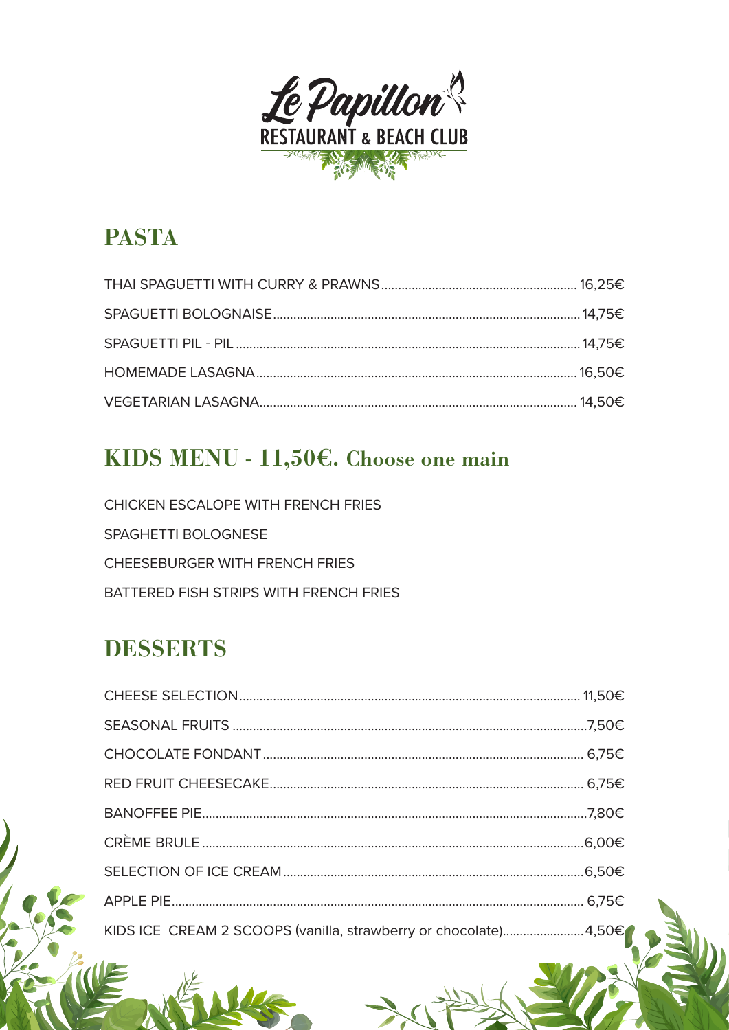Le Papillon
RESTAURANT & BEACH CLUB

## PASTA

| | |
|---|---|
| THAI SPAGUETTI WITH CURRY & PRAWNS | 16,25€ |
| SPAGUETTI BOLOGNAISE | 14,75€ |
| SPAGUETTI PIL - PIL | 14,75€ |
| HOMEMADE LASAGNA | 16,50€ |
| VEGETARIAN LASAGNA | 14,50€ |

## KIDS MENU - 11,50€. Choose one main

CHICKEN ESCALOPE WITH FRENCH FRIES

SPAGHETTI BOLOGNESE

CHEESEBURGER WITH FRENCH FRIES

BATTERED FISH STRIPS WITH FRENCH FRIES

## DESSERTS

| | |
|---|---|
| CHEESE SELECTION | 11,50€ |
| SEASONAL FRUITS | 7,50€ |
| CHOCOLATE FONDANT | 6,75€ |
| RED FRUIT CHEESECAKE | 6,75€ |
| BANOFFEE PIE | 7,80€ |
| CRÈME BRULE | 6,00€ |
| SELECTION OF ICE CREAM | 6,50€ |
| APPLE PIE | 6,75€ |
| KIDS ICE CREAM 2 SCOOPS (vanilla, strawberry or chocolate) | 4,50€ |